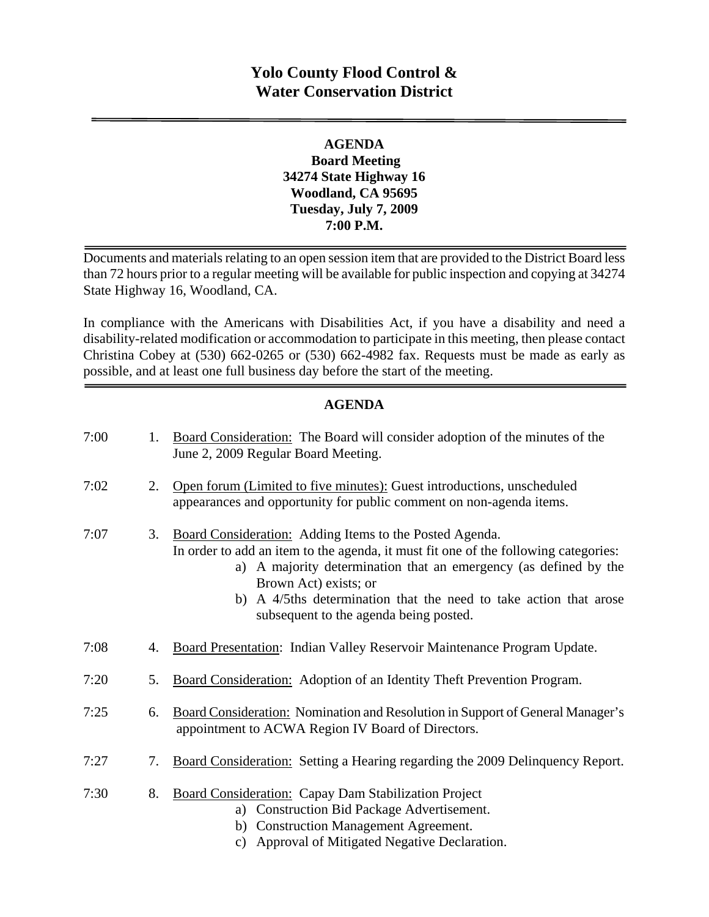# Yolo County Flood Control & Water Conservation District

**AGENDA**
**Board Meeting**
**34274 State Highway 16**
**Woodland, CA 95695**
**Tuesday, July 7, 2009**
**7:00 P.M.**

Documents and materials relating to an open session item that are provided to the District Board less than 72 hours prior to a regular meeting will be available for public inspection and copying at 34274 State Highway 16, Woodland, CA.

In compliance with the Americans with Disabilities Act, if you have a disability and need a disability-related modification or accommodation to participate in this meeting, then please contact Christina Cobey at (530) 662-0265 or (530) 662-4982 fax. Requests must be made as early as possible, and at least one full business day before the start of the meeting.

## AGENDA

7:00 1. Board Consideration: The Board will consider adoption of the minutes of the June 2, 2009 Regular Board Meeting.

7:02 2. Open forum (Limited to five minutes): Guest introductions, unscheduled appearances and opportunity for public comment on non-agenda items.

7:07 3. Board Consideration: Adding Items to the Posted Agenda.
In order to add an item to the agenda, it must fit one of the following categories:
a) A majority determination that an emergency (as defined by the Brown Act) exists; or
b) A 4/5ths determination that the need to take action that arose subsequent to the agenda being posted.

7:08 4. Board Presentation: Indian Valley Reservoir Maintenance Program Update.

7:20 5. Board Consideration: Adoption of an Identity Theft Prevention Program.

7:25 6. Board Consideration: Nomination and Resolution in Support of General Manager's appointment to ACWA Region IV Board of Directors.

7:27 7. Board Consideration: Setting a Hearing regarding the 2009 Delinquency Report.

7:30 8. Board Consideration: Capay Dam Stabilization Project
a) Construction Bid Package Advertisement.
b) Construction Management Agreement.
c) Approval of Mitigated Negative Declaration.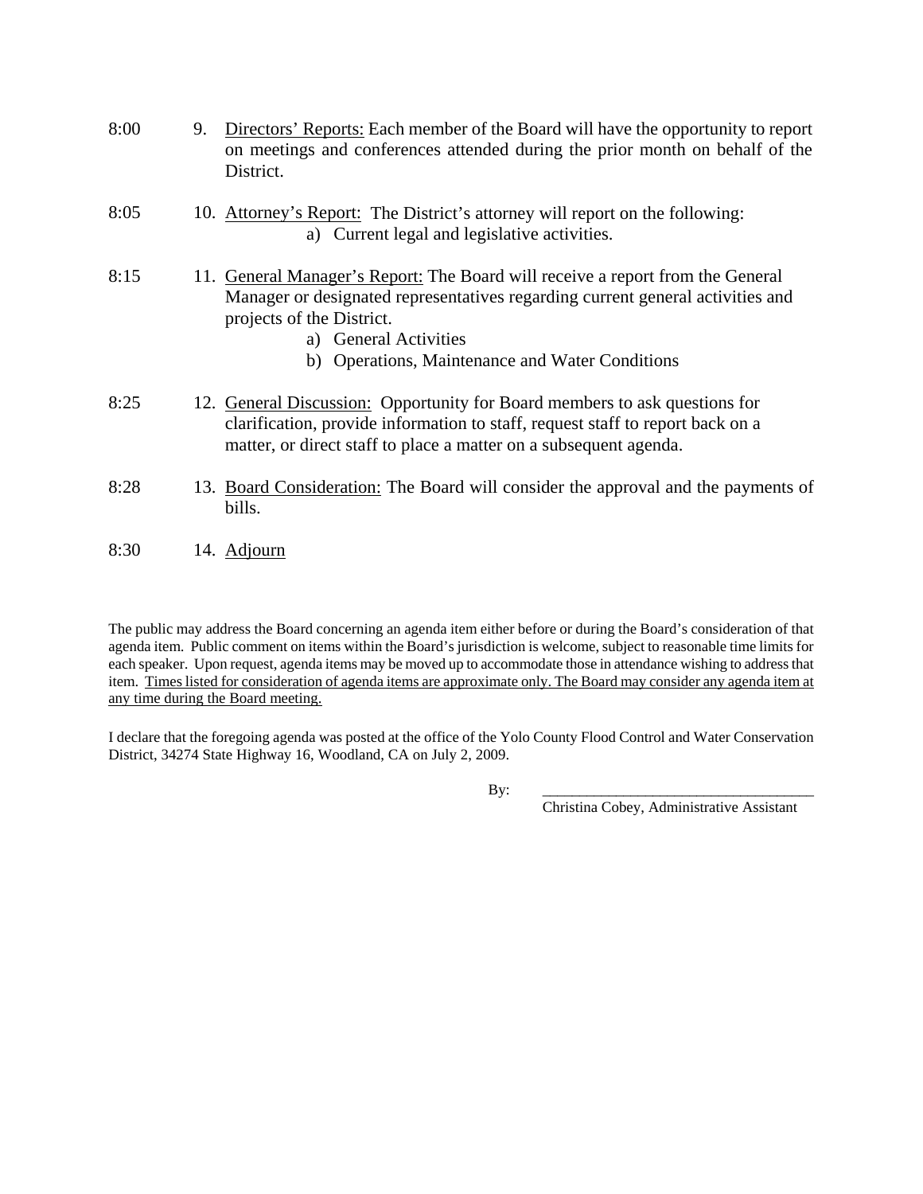8:00 9. <u>Directors' Reports:</u> Each member of the Board will have the opportunity to report on meetings and conferences attended during the prior month on behalf of the District.

8:05 10. <u>Attorney's Report:</u> The District's attorney will report on the following:
   a) Current legal and legislative activities.

8:15 11. <u>General Manager's Report:</u> The Board will receive a report from the General Manager or designated representatives regarding current general activities and projects of the District.
   a) General Activities
   b) Operations, Maintenance and Water Conditions

8:25 12. <u>General Discussion:</u> Opportunity for Board members to ask questions for clarification, provide information to staff, request staff to report back on a matter, or direct staff to place a matter on a subsequent agenda.

8:28 13. <u>Board Consideration:</u> The Board will consider the approval and the payments of bills.

8:30 14. <u>Adjourn</u>

The public may address the Board concerning an agenda item either before or during the Board's consideration of that agenda item. Public comment on items within the Board's jurisdiction is welcome, subject to reasonable time limits for each speaker. Upon request, agenda items may be moved up to accommodate those in attendance wishing to address that item. <u>Times listed for consideration of agenda items are approximate only. The Board may consider any agenda item at any time during the Board meeting.</u>

I declare that the foregoing agenda was posted at the office of the Yolo County Flood Control and Water Conservation District, 34274 State Highway 16, Woodland, CA on July 2, 2009.

By: ____________________________________
Christina Cobey, Administrative Assistant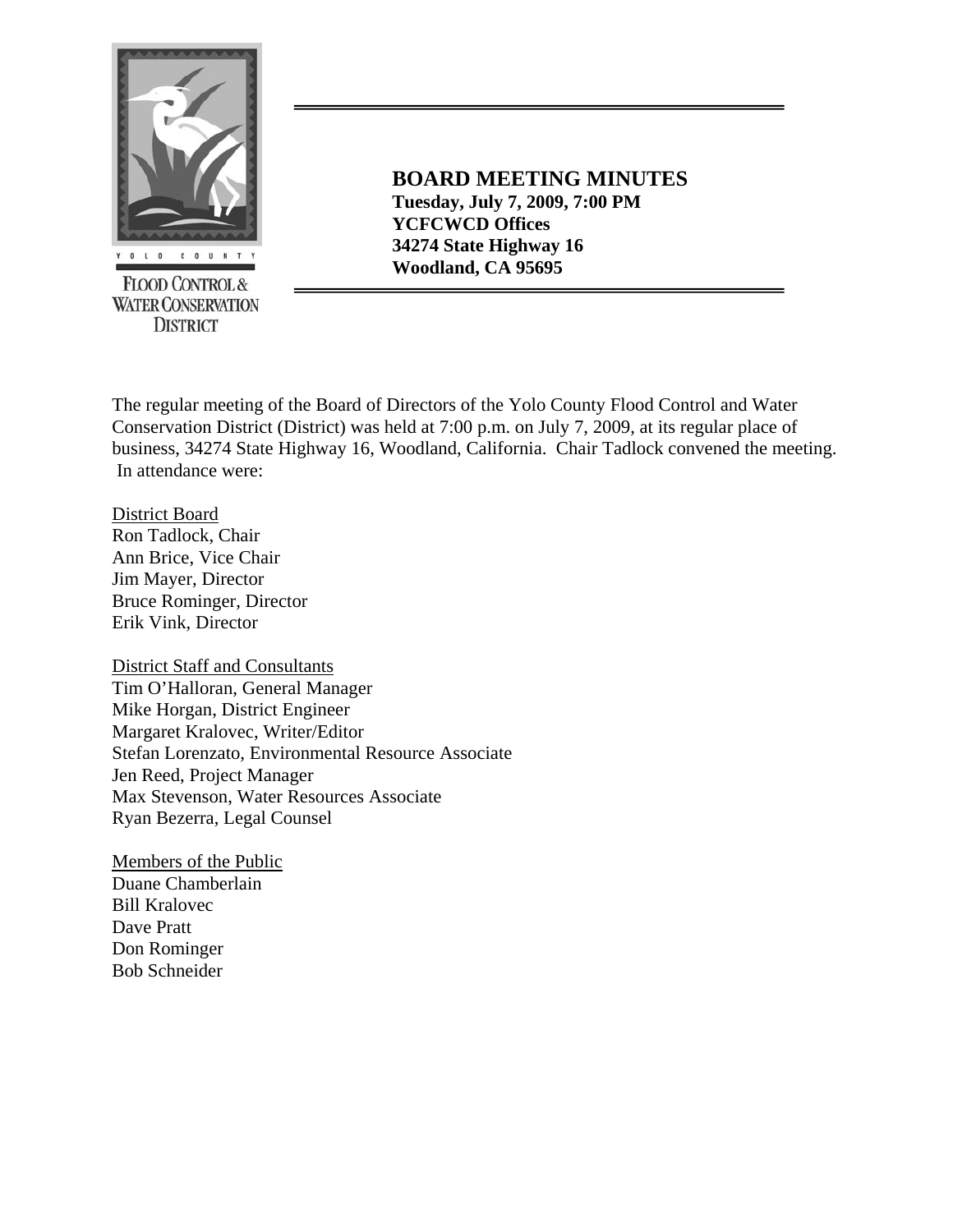YOLO COUNTY

FLOOD CONTROL & WATER CONSERVATION DISTRICT

# BOARD MEETING MINUTES

**Tuesday, July 7, 2009, 7:00 PM**
**YCFCWCD Offices**
**34274 State Highway 16**
**Woodland, CA 95695**

The regular meeting of the Board of Directors of the Yolo County Flood Control and Water Conservation District (District) was held at 7:00 p.m. on July 7, 2009, at its regular place of business, 34274 State Highway 16, Woodland, California. Chair Tadlock convened the meeting. In attendance were:

District Board
Ron Tadlock, Chair
Ann Brice, Vice Chair
Jim Mayer, Director
Bruce Rominger, Director
Erik Vink, Director

District Staff and Consultants
Tim O'Halloran, General Manager
Mike Horgan, District Engineer
Margaret Kralovec, Writer/Editor
Stefan Lorenzato, Environmental Resource Associate
Jen Reed, Project Manager
Max Stevenson, Water Resources Associate
Ryan Bezerra, Legal Counsel

Members of the Public
Duane Chamberlain
Bill Kralovec
Dave Pratt
Don Rominger
Bob Schneider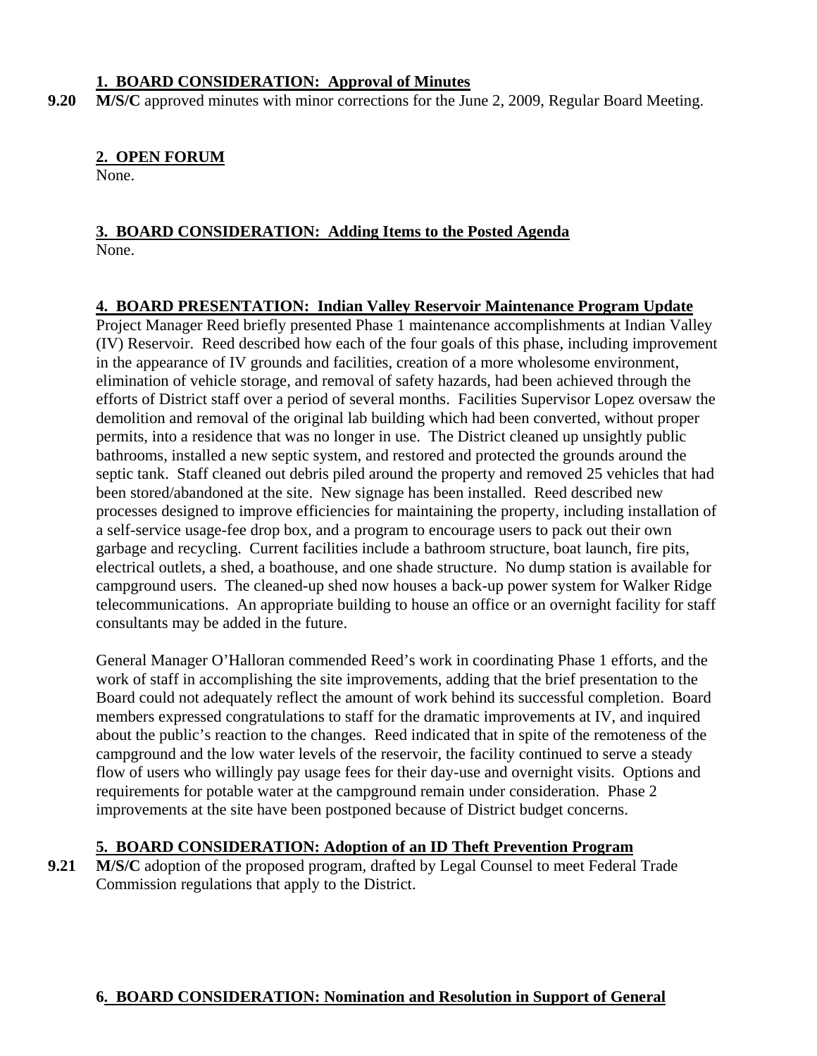**1. BOARD CONSIDERATION: Approval of Minutes**

**9.20** **M/S/C** approved minutes with minor corrections for the June 2, 2009, Regular Board Meeting.

**2. OPEN FORUM**

None.

**3. BOARD CONSIDERATION: Adding Items to the Posted Agenda**

None.

**4. BOARD PRESENTATION: Indian Valley Reservoir Maintenance Program Update**

Project Manager Reed briefly presented Phase 1 maintenance accomplishments at Indian Valley (IV) Reservoir. Reed described how each of the four goals of this phase, including improvement in the appearance of IV grounds and facilities, creation of a more wholesome environment, elimination of vehicle storage, and removal of safety hazards, had been achieved through the efforts of District staff over a period of several months. Facilities Supervisor Lopez oversaw the demolition and removal of the original lab building which had been converted, without proper permits, into a residence that was no longer in use. The District cleaned up unsightly public bathrooms, installed a new septic system, and restored and protected the grounds around the septic tank. Staff cleaned out debris piled around the property and removed 25 vehicles that had been stored/abandoned at the site. New signage has been installed. Reed described new processes designed to improve efficiencies for maintaining the property, including installation of a self-service usage-fee drop box, and a program to encourage users to pack out their own garbage and recycling. Current facilities include a bathroom structure, boat launch, fire pits, electrical outlets, a shed, a boathouse, and one shade structure. No dump station is available for campground users. The cleaned-up shed now houses a back-up power system for Walker Ridge telecommunications. An appropriate building to house an office or an overnight facility for staff consultants may be added in the future.

General Manager O'Halloran commended Reed's work in coordinating Phase 1 efforts, and the work of staff in accomplishing the site improvements, adding that the brief presentation to the Board could not adequately reflect the amount of work behind its successful completion. Board members expressed congratulations to staff for the dramatic improvements at IV, and inquired about the public's reaction to the changes. Reed indicated that in spite of the remoteness of the campground and the low water levels of the reservoir, the facility continued to serve a steady flow of users who willingly pay usage fees for their day-use and overnight visits. Options and requirements for potable water at the campground remain under consideration. Phase 2 improvements at the site have been postponed because of District budget concerns.

**5. BOARD CONSIDERATION: Adoption of an ID Theft Prevention Program**

**9.21** **M/S/C** adoption of the proposed program, drafted by Legal Counsel to meet Federal Trade Commission regulations that apply to the District.

**6. BOARD CONSIDERATION: Nomination and Resolution in Support of General**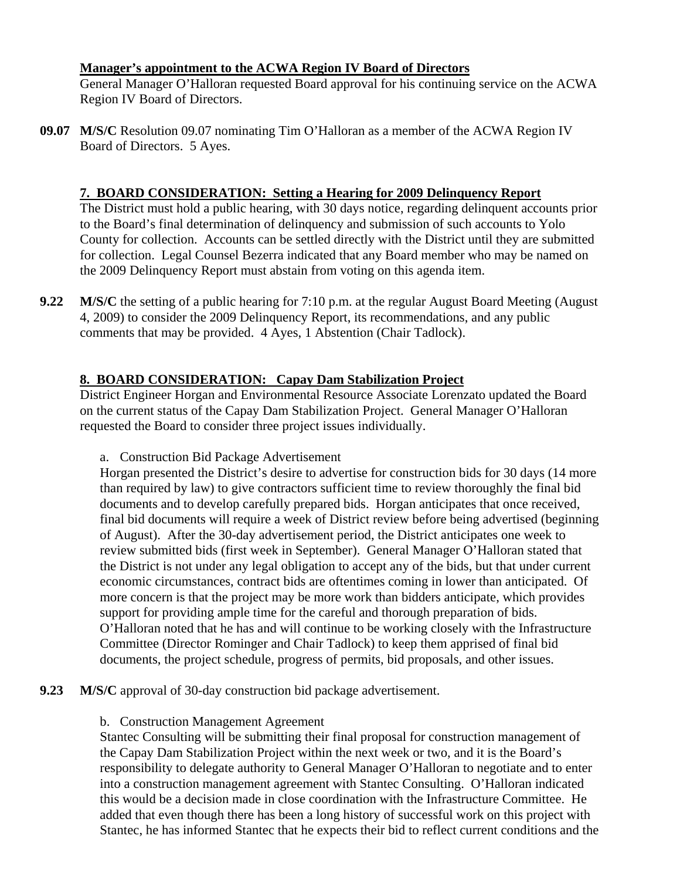**Manager's appointment to the ACWA Region IV Board of Directors**

General Manager O'Halloran requested Board approval for his continuing service on the ACWA Region IV Board of Directors.

**09.07** **M/S/C** Resolution 09.07 nominating Tim O'Halloran as a member of the ACWA Region IV Board of Directors. 5 Ayes.

**7. BOARD CONSIDERATION: Setting a Hearing for 2009 Delinquency Report**

The District must hold a public hearing, with 30 days notice, regarding delinquent accounts prior to the Board's final determination of delinquency and submission of such accounts to Yolo County for collection. Accounts can be settled directly with the District until they are submitted for collection. Legal Counsel Bezerra indicated that any Board member who may be named on the 2009 Delinquency Report must abstain from voting on this agenda item.

**9.22** **M/S/C** the setting of a public hearing for 7:10 p.m. at the regular August Board Meeting (August 4, 2009) to consider the 2009 Delinquency Report, its recommendations, and any public comments that may be provided. 4 Ayes, 1 Abstention (Chair Tadlock).

**8. BOARD CONSIDERATION: Capay Dam Stabilization Project**

District Engineer Horgan and Environmental Resource Associate Lorenzato updated the Board on the current status of the Capay Dam Stabilization Project. General Manager O'Halloran requested the Board to consider three project issues individually.

a. Construction Bid Package Advertisement

Horgan presented the District's desire to advertise for construction bids for 30 days (14 more than required by law) to give contractors sufficient time to review thoroughly the final bid documents and to develop carefully prepared bids. Horgan anticipates that once received, final bid documents will require a week of District review before being advertised (beginning of August). After the 30-day advertisement period, the District anticipates one week to review submitted bids (first week in September). General Manager O'Halloran stated that the District is not under any legal obligation to accept any of the bids, but that under current economic circumstances, contract bids are oftentimes coming in lower than anticipated. Of more concern is that the project may be more work than bidders anticipate, which provides support for providing ample time for the careful and thorough preparation of bids. O'Halloran noted that he has and will continue to be working closely with the Infrastructure Committee (Director Rominger and Chair Tadlock) to keep them apprised of final bid documents, the project schedule, progress of permits, bid proposals, and other issues.

**9.23** **M/S/C** approval of 30-day construction bid package advertisement.

b. Construction Management Agreement

Stantec Consulting will be submitting their final proposal for construction management of the Capay Dam Stabilization Project within the next week or two, and it is the Board's responsibility to delegate authority to General Manager O'Halloran to negotiate and to enter into a construction management agreement with Stantec Consulting. O'Halloran indicated this would be a decision made in close coordination with the Infrastructure Committee. He added that even though there has been a long history of successful work on this project with Stantec, he has informed Stantec that he expects their bid to reflect current conditions and the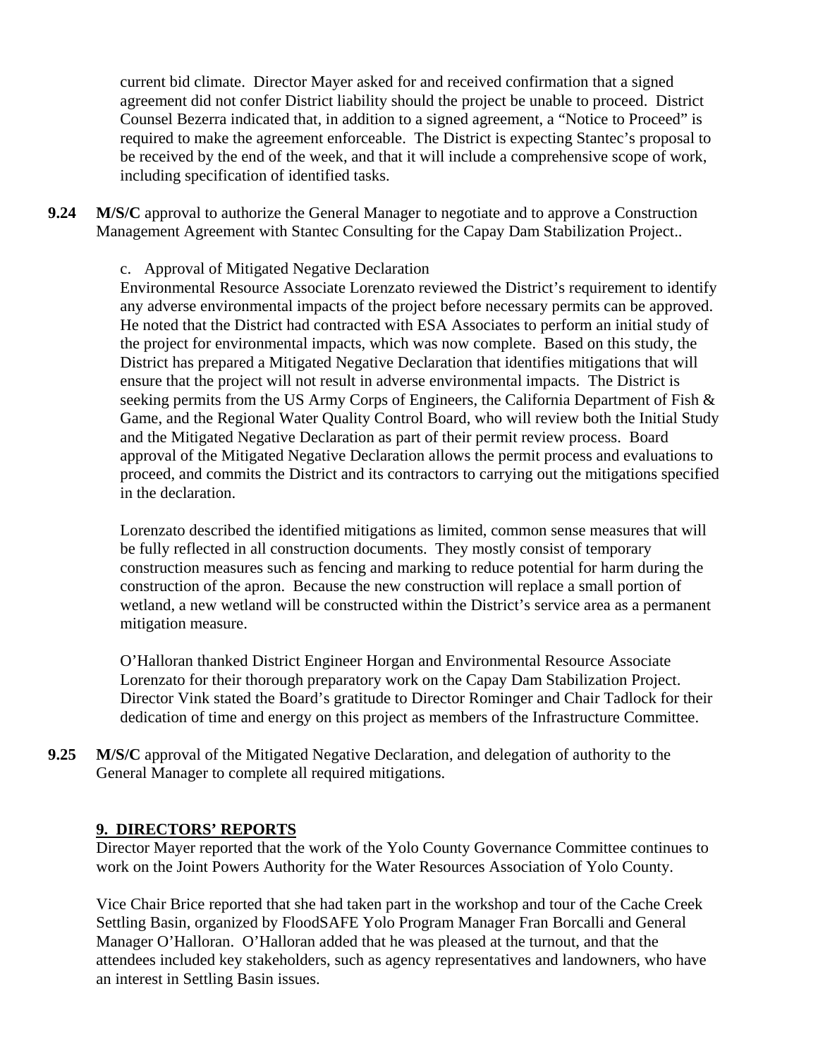current bid climate. Director Mayer asked for and received confirmation that a signed agreement did not confer District liability should the project be unable to proceed. District Counsel Bezerra indicated that, in addition to a signed agreement, a "Notice to Proceed" is required to make the agreement enforceable. The District is expecting Stantec's proposal to be received by the end of the week, and that it will include a comprehensive scope of work, including specification of identified tasks.

**9.24** **M/S/C** approval to authorize the General Manager to negotiate and to approve a Construction Management Agreement with Stantec Consulting for the Capay Dam Stabilization Project..

c. Approval of Mitigated Negative Declaration

Environmental Resource Associate Lorenzato reviewed the District's requirement to identify any adverse environmental impacts of the project before necessary permits can be approved. He noted that the District had contracted with ESA Associates to perform an initial study of the project for environmental impacts, which was now complete. Based on this study, the District has prepared a Mitigated Negative Declaration that identifies mitigations that will ensure that the project will not result in adverse environmental impacts. The District is seeking permits from the US Army Corps of Engineers, the California Department of Fish & Game, and the Regional Water Quality Control Board, who will review both the Initial Study and the Mitigated Negative Declaration as part of their permit review process. Board approval of the Mitigated Negative Declaration allows the permit process and evaluations to proceed, and commits the District and its contractors to carrying out the mitigations specified in the declaration.

Lorenzato described the identified mitigations as limited, common sense measures that will be fully reflected in all construction documents. They mostly consist of temporary construction measures such as fencing and marking to reduce potential for harm during the construction of the apron. Because the new construction will replace a small portion of wetland, a new wetland will be constructed within the District's service area as a permanent mitigation measure.

O'Halloran thanked District Engineer Horgan and Environmental Resource Associate Lorenzato for their thorough preparatory work on the Capay Dam Stabilization Project. Director Vink stated the Board's gratitude to Director Rominger and Chair Tadlock for their dedication of time and energy on this project as members of the Infrastructure Committee.

**9.25** **M/S/C** approval of the Mitigated Negative Declaration, and delegation of authority to the General Manager to complete all required mitigations.

## 9. DIRECTORS' REPORTS

Director Mayer reported that the work of the Yolo County Governance Committee continues to work on the Joint Powers Authority for the Water Resources Association of Yolo County.

Vice Chair Brice reported that she had taken part in the workshop and tour of the Cache Creek Settling Basin, organized by FloodSAFE Yolo Program Manager Fran Borcalli and General Manager O'Halloran. O'Halloran added that he was pleased at the turnout, and that the attendees included key stakeholders, such as agency representatives and landowners, who have an interest in Settling Basin issues.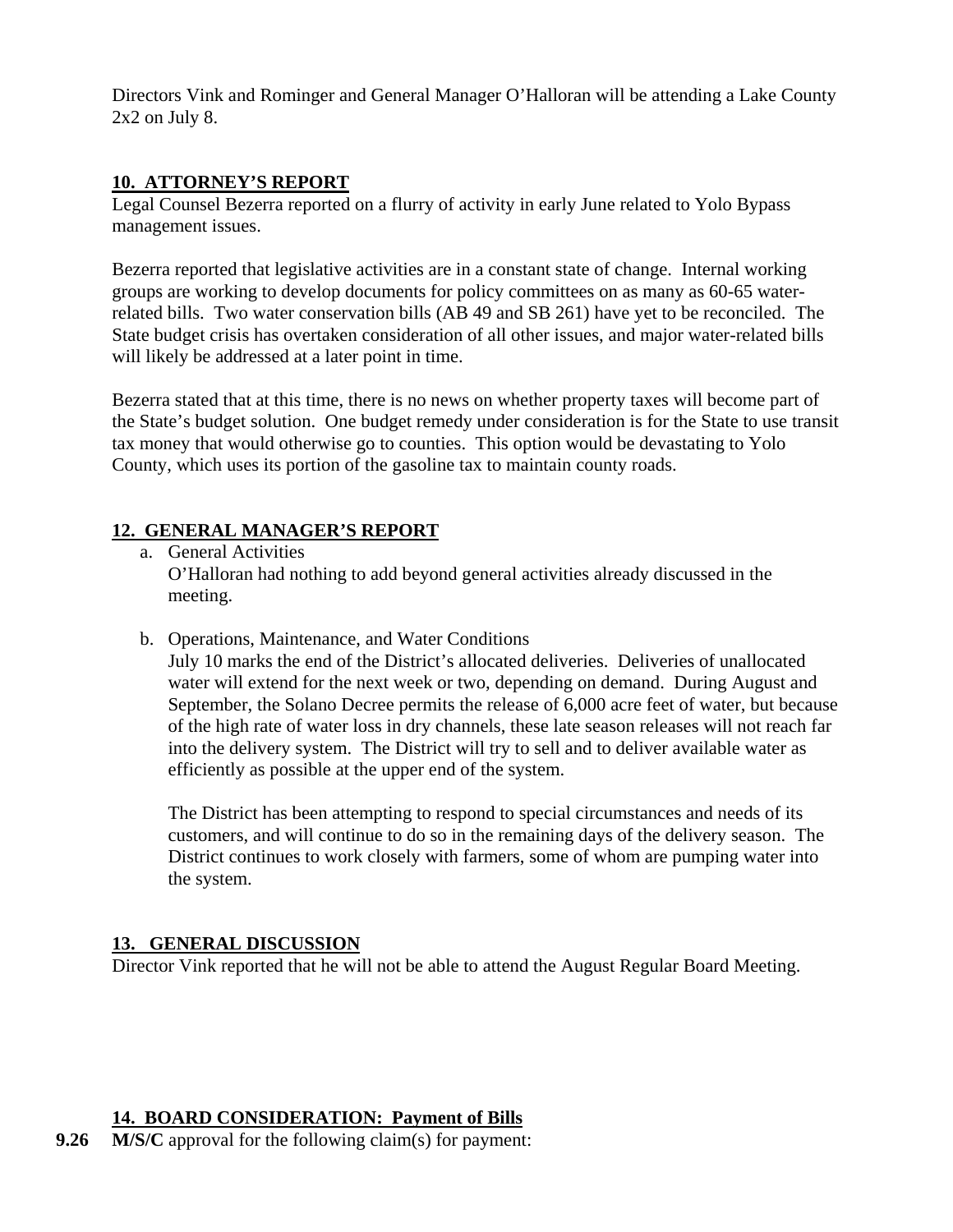Directors Vink and Rominger and General Manager O'Halloran will be attending a Lake County 2x2 on July 8.

## 10. ATTORNEY'S REPORT

Legal Counsel Bezerra reported on a flurry of activity in early June related to Yolo Bypass management issues.

Bezerra reported that legislative activities are in a constant state of change. Internal working groups are working to develop documents for policy committees on as many as 60-65 water-related bills. Two water conservation bills (AB 49 and SB 261) have yet to be reconciled. The State budget crisis has overtaken consideration of all other issues, and major water-related bills will likely be addressed at a later point in time.

Bezerra stated that at this time, there is no news on whether property taxes will become part of the State's budget solution. One budget remedy under consideration is for the State to use transit tax money that would otherwise go to counties. This option would be devastating to Yolo County, which uses its portion of the gasoline tax to maintain county roads.

## 12. GENERAL MANAGER'S REPORT

a. General Activities
   O'Halloran had nothing to add beyond general activities already discussed in the meeting.

b. Operations, Maintenance, and Water Conditions
   July 10 marks the end of the District's allocated deliveries. Deliveries of unallocated water will extend for the next week or two, depending on demand. During August and September, the Solano Decree permits the release of 6,000 acre feet of water, but because of the high rate of water loss in dry channels, these late season releases will not reach far into the delivery system. The District will try to sell and to deliver available water as efficiently as possible at the upper end of the system.

   The District has been attempting to respond to special circumstances and needs of its customers, and will continue to do so in the remaining days of the delivery season. The District continues to work closely with farmers, some of whom are pumping water into the system.

## 13. GENERAL DISCUSSION

Director Vink reported that he will not be able to attend the August Regular Board Meeting.

## 14. BOARD CONSIDERATION: Payment of Bills

**9.26** **M/S/C** approval for the following claim(s) for payment: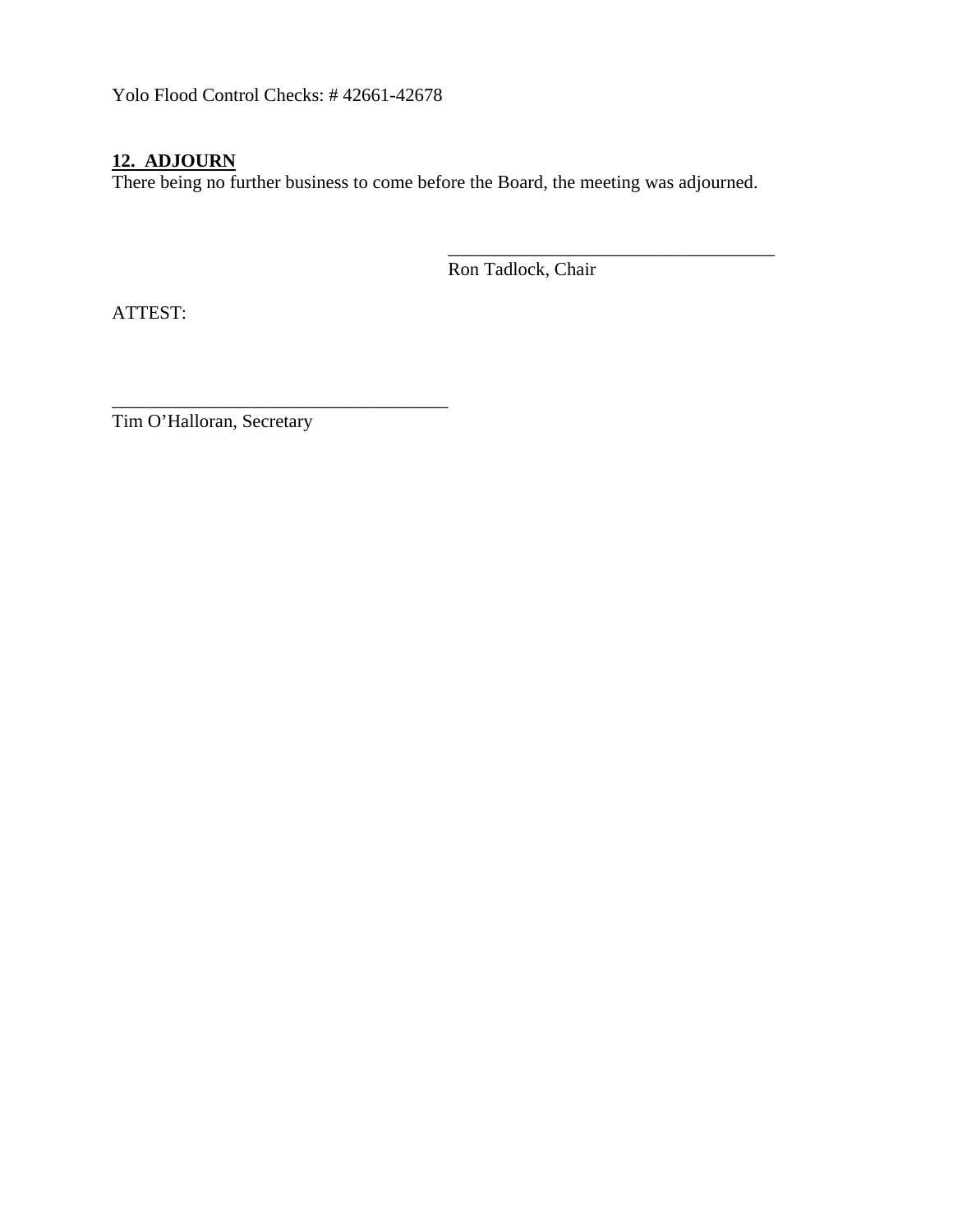Yolo Flood Control Checks: # 42661-42678

**12. ADJOURN**

There being no further business to come before the Board, the meeting was adjourned.

____________________________________
Ron Tadlock, Chair

ATTEST:

_____________________________________
Tim O'Halloran, Secretary